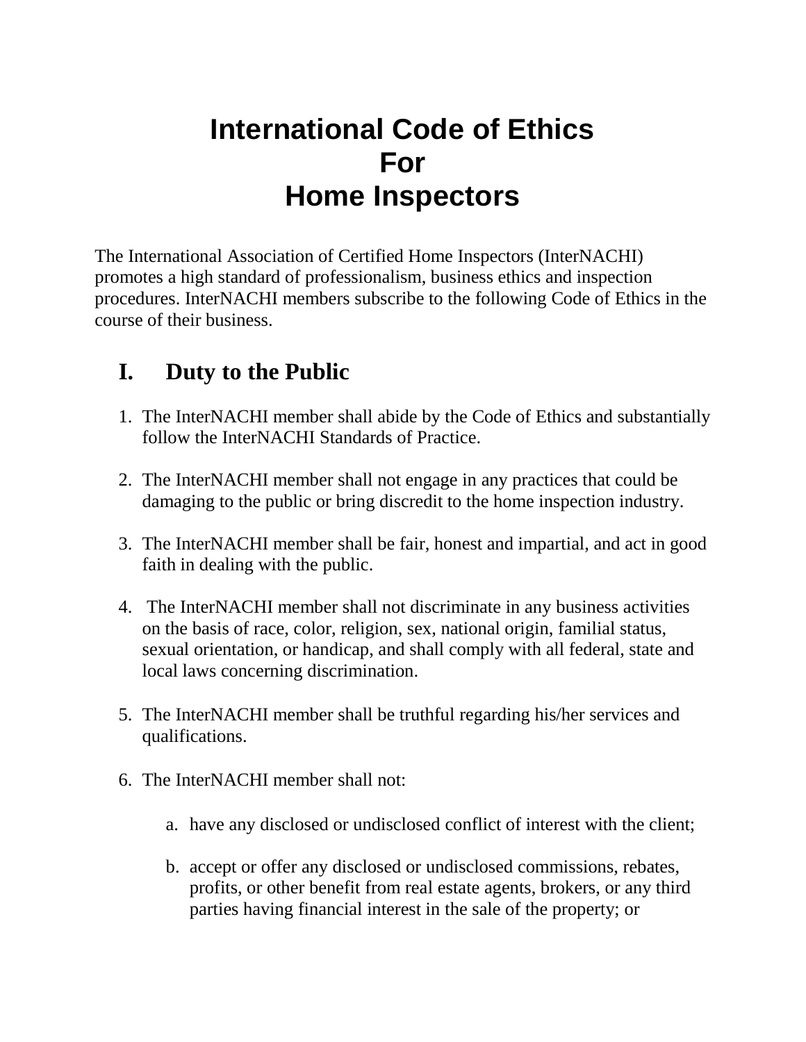# International Code of Ethics For Home Inspectors

The International Association of Certified Home Inspectors (InterNACHI) promotes a high standard of professionalism, business ethics and inspection procedures. InterNACHI members subscribe to the following Code of Ethics in the course of their business.

## I. Duty to the Public

1. The InterNACHI member shall abide by the Code of Ethics and substantially follow the InterNACHI Standards of Practice.

2. The InterNACHI member shall not engage in any practices that could be damaging to the public or bring discredit to the home inspection industry.

3. The InterNACHI member shall be fair, honest and impartial, and act in good faith in dealing with the public.

4. The InterNACHI member shall not discriminate in any business activities on the basis of race, color, religion, sex, national origin, familial status, sexual orientation, or handicap, and shall comply with all federal, state and local laws concerning discrimination.

5. The InterNACHI member shall be truthful regarding his/her services and qualifications.

6. The InterNACHI member shall not:

   a. have any disclosed or undisclosed conflict of interest with the client;

   b. accept or offer any disclosed or undisclosed commissions, rebates, profits, or other benefit from real estate agents, brokers, or any third parties having financial interest in the sale of the property; or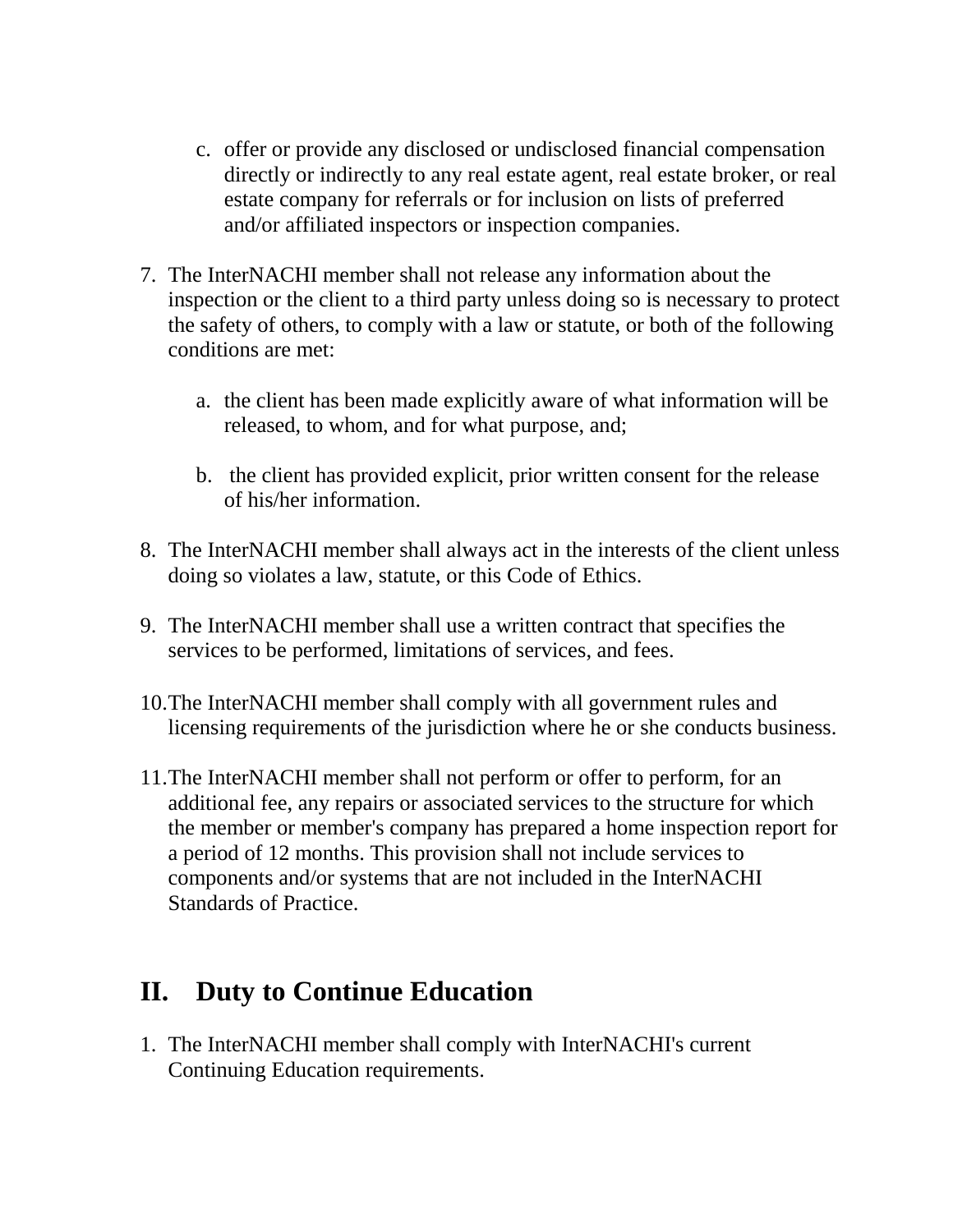c. offer or provide any disclosed or undisclosed financial compensation directly or indirectly to any real estate agent, real estate broker, or real estate company for referrals or for inclusion on lists of preferred and/or affiliated inspectors or inspection companies.

7. The InterNACHI member shall not release any information about the inspection or the client to a third party unless doing so is necessary to protect the safety of others, to comply with a law or statute, or both of the following conditions are met:

   a. the client has been made explicitly aware of what information will be released, to whom, and for what purpose, and;

   b. the client has provided explicit, prior written consent for the release of his/her information.

8. The InterNACHI member shall always act in the interests of the client unless doing so violates a law, statute, or this Code of Ethics.

9. The InterNACHI member shall use a written contract that specifies the services to be performed, limitations of services, and fees.

10. The InterNACHI member shall comply with all government rules and licensing requirements of the jurisdiction where he or she conducts business.

11. The InterNACHI member shall not perform or offer to perform, for an additional fee, any repairs or associated services to the structure for which the member or member's company has prepared a home inspection report for a period of 12 months. This provision shall not include services to components and/or systems that are not included in the InterNACHI Standards of Practice.

## II. Duty to Continue Education

1. The InterNACHI member shall comply with InterNACHI's current Continuing Education requirements.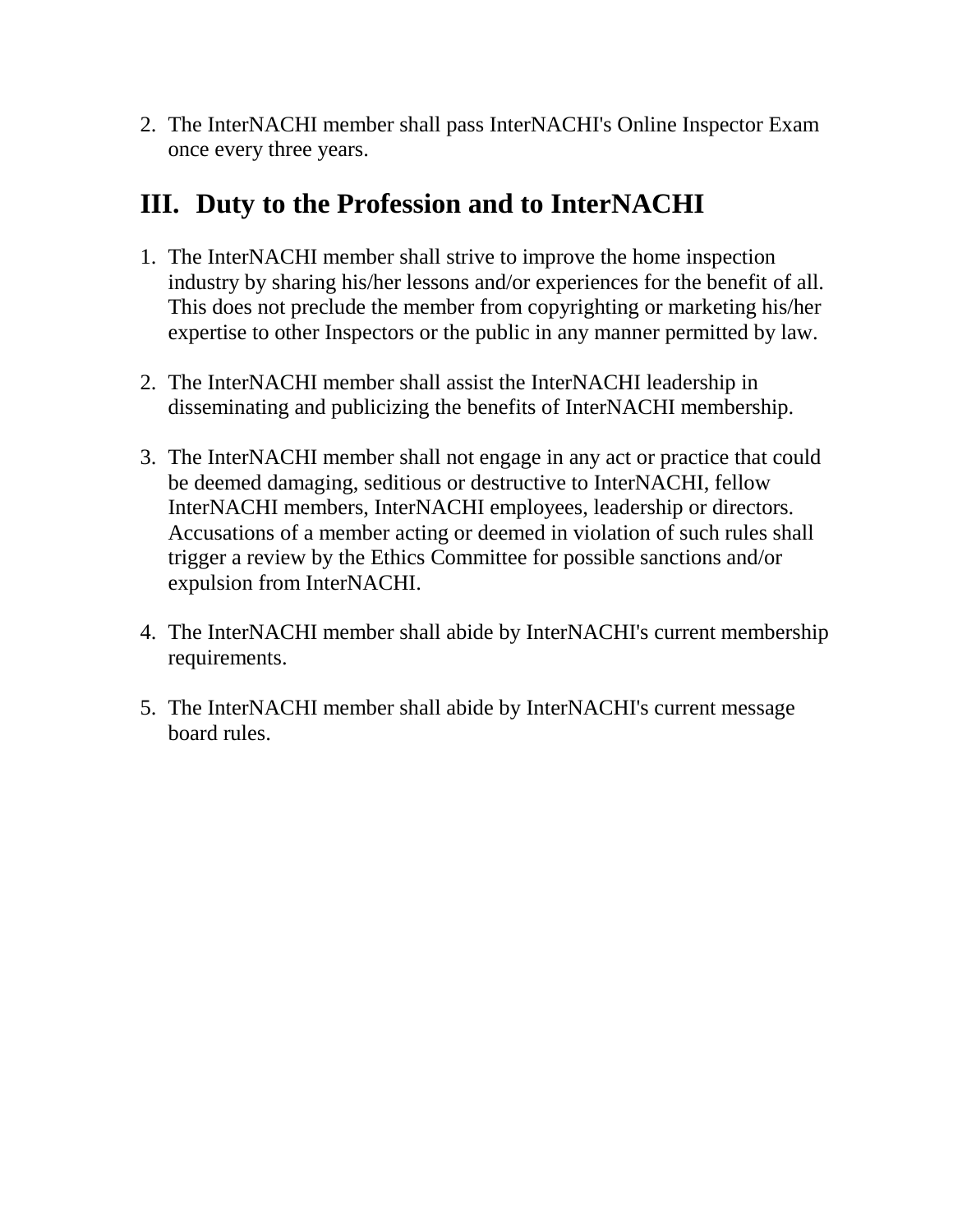2. The InterNACHI member shall pass InterNACHI's Online Inspector Exam once every three years.

## III. Duty to the Profession and to InterNACHI

1. The InterNACHI member shall strive to improve the home inspection industry by sharing his/her lessons and/or experiences for the benefit of all. This does not preclude the member from copyrighting or marketing his/her expertise to other Inspectors or the public in any manner permitted by law.

2. The InterNACHI member shall assist the InterNACHI leadership in disseminating and publicizing the benefits of InterNACHI membership.

3. The InterNACHI member shall not engage in any act or practice that could be deemed damaging, seditious or destructive to InterNACHI, fellow InterNACHI members, InterNACHI employees, leadership or directors. Accusations of a member acting or deemed in violation of such rules shall trigger a review by the Ethics Committee for possible sanctions and/or expulsion from InterNACHI.

4. The InterNACHI member shall abide by InterNACHI's current membership requirements.

5. The InterNACHI member shall abide by InterNACHI's current message board rules.